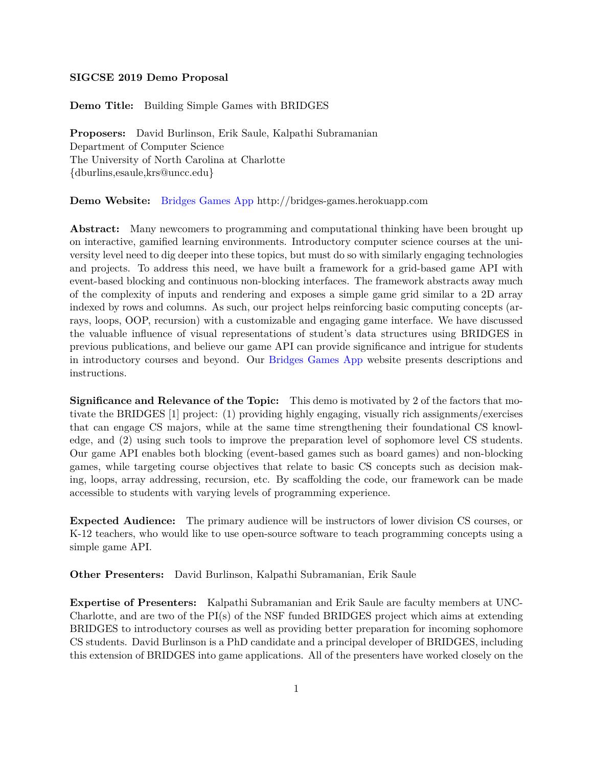**SIGCSE 2019 Demo Proposal**

**Demo Title:** Building Simple Games with BRIDGES

**Proposers:** David Burlinson, Erik Saule, Kalpathi Subramanian
Department of Computer Science
The University of North Carolina at Charlotte
{dburlins,esaule,krs@uncc.edu}

**Demo Website:** Bridges Games App http://bridges-games.herokuapp.com

**Abstract:** Many newcomers to programming and computational thinking have been brought up on interactive, gamified learning environments. Introductory computer science courses at the university level need to dig deeper into these topics, but must do so with similarly engaging technologies and projects. To address this need, we have built a framework for a grid-based game API with event-based blocking and continuous non-blocking interfaces. The framework abstracts away much of the complexity of inputs and rendering and exposes a simple game grid similar to a 2D array indexed by rows and columns. As such, our project helps reinforcing basic computing concepts (arrays, loops, OOP, recursion) with a customizable and engaging game interface. We have discussed the valuable influence of visual representations of student's data structures using BRIDGES in previous publications, and believe our game API can provide significance and intrigue for students in introductory courses and beyond. Our Bridges Games App website presents descriptions and instructions.

**Significance and Relevance of the Topic:** This demo is motivated by 2 of the factors that motivate the BRIDGES [1] project: (1) providing highly engaging, visually rich assignments/exercises that can engage CS majors, while at the same time strengthening their foundational CS knowledge, and (2) using such tools to improve the preparation level of sophomore level CS students. Our game API enables both blocking (event-based games such as board games) and non-blocking games, while targeting course objectives that relate to basic CS concepts such as decision making, loops, array addressing, recursion, etc. By scaffolding the code, our framework can be made accessible to students with varying levels of programming experience.

**Expected Audience:** The primary audience will be instructors of lower division CS courses, or K-12 teachers, who would like to use open-source software to teach programming concepts using a simple game API.

**Other Presenters:** David Burlinson, Kalpathi Subramanian, Erik Saule

**Expertise of Presenters:** Kalpathi Subramanian and Erik Saule are faculty members at UNC-Charlotte, and are two of the PI(s) of the NSF funded BRIDGES project which aims at extending BRIDGES to introductory courses as well as providing better preparation for incoming sophomore CS students. David Burlinson is a PhD candidate and a principal developer of BRIDGES, including this extension of BRIDGES into game applications. All of the presenters have worked closely on the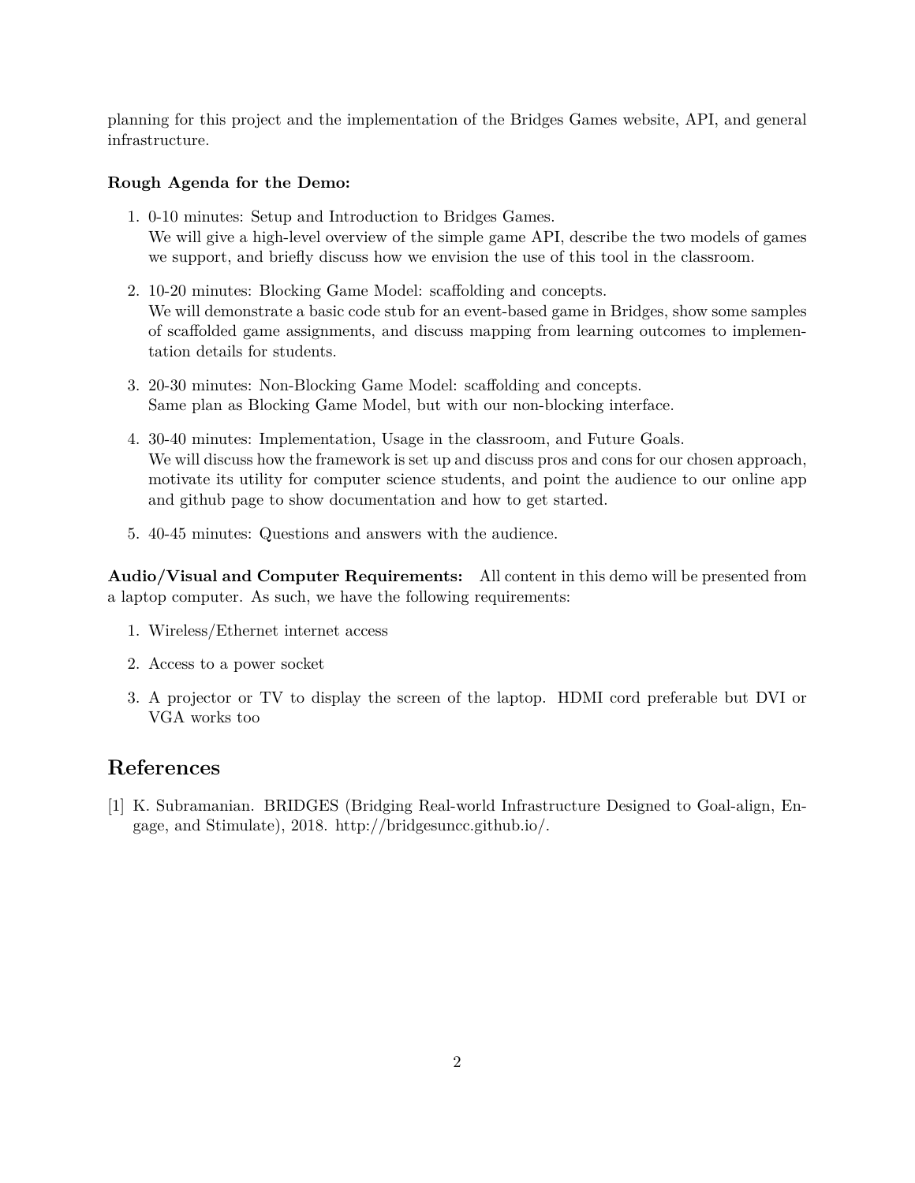planning for this project and the implementation of the Bridges Games website, API, and general infrastructure.

**Rough Agenda for the Demo:**

1. 0-10 minutes: Setup and Introduction to Bridges Games.
   We will give a high-level overview of the simple game API, describe the two models of games we support, and briefly discuss how we envision the use of this tool in the classroom.

2. 10-20 minutes: Blocking Game Model: scaffolding and concepts.
   We will demonstrate a basic code stub for an event-based game in Bridges, show some samples of scaffolded game assignments, and discuss mapping from learning outcomes to implementation details for students.

3. 20-30 minutes: Non-Blocking Game Model: scaffolding and concepts.
   Same plan as Blocking Game Model, but with our non-blocking interface.

4. 30-40 minutes: Implementation, Usage in the classroom, and Future Goals.
   We will discuss how the framework is set up and discuss pros and cons for our chosen approach, motivate its utility for computer science students, and point the audience to our online app and github page to show documentation and how to get started.

5. 40-45 minutes: Questions and answers with the audience.

**Audio/Visual and Computer Requirements:** All content in this demo will be presented from a laptop computer. As such, we have the following requirements:

1. Wireless/Ethernet internet access

2. Access to a power socket

3. A projector or TV to display the screen of the laptop. HDMI cord preferable but DVI or VGA works too

## References

[1] K. Subramanian. BRIDGES (Bridging Real-world Infrastructure Designed to Goal-align, Engage, and Stimulate), 2018. http://bridgesuncc.github.io/.